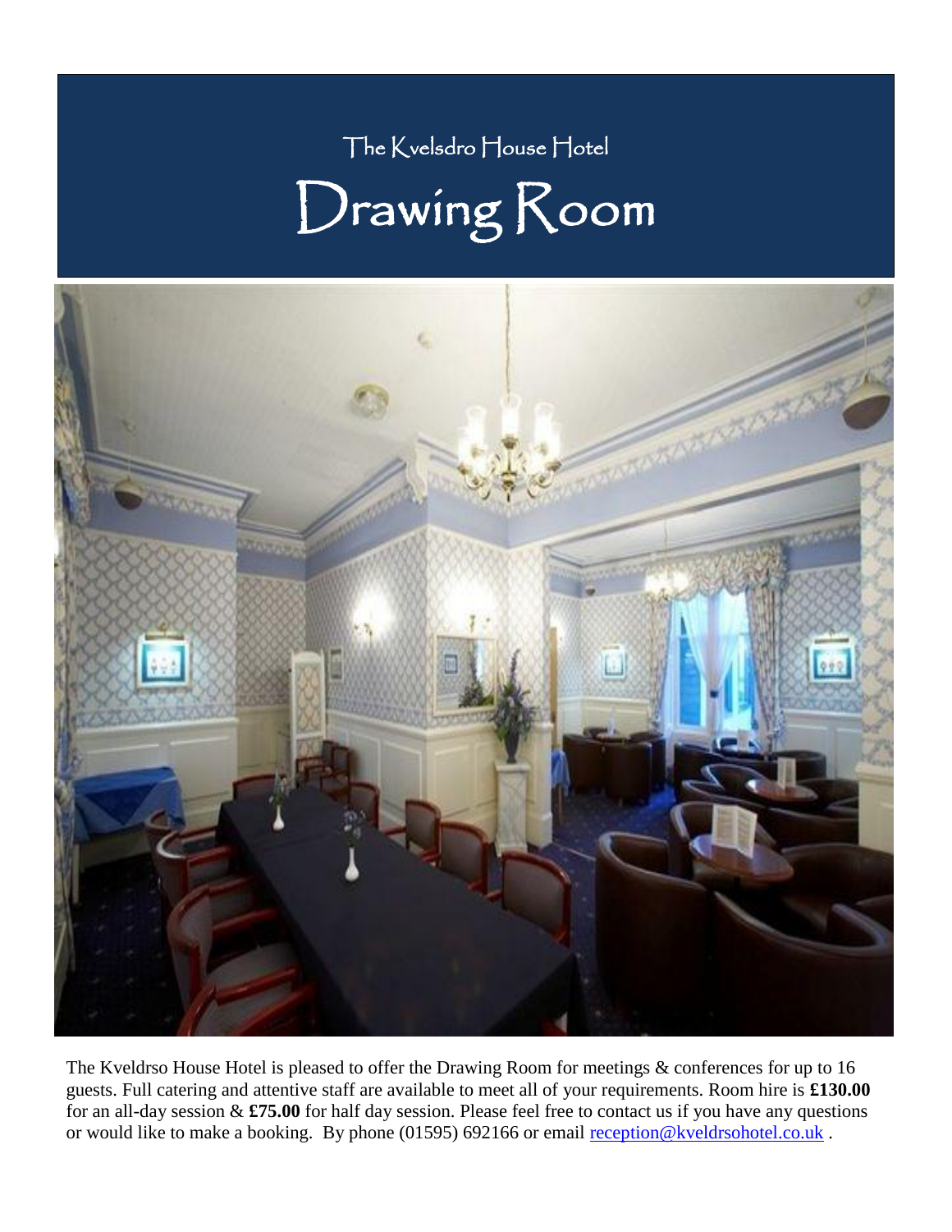The Kvelsdro House Hotel

# Drawing Room

The Kveldrso House Hotel is pleased to offer the Drawing Room for meetings & conferences for up to 16 guests. Full catering and attentive staff are available to meet all of your requirements. Room hire is **£130.00** for an all-day session & **£75.00** for half day session. Please feel free to contact us if you have any questions or would like to make a booking. By phone (01595) 692166 or email [reception@kveldrsohotel.co.uk](mailto:reception@kveldrsohotel.co.uk) .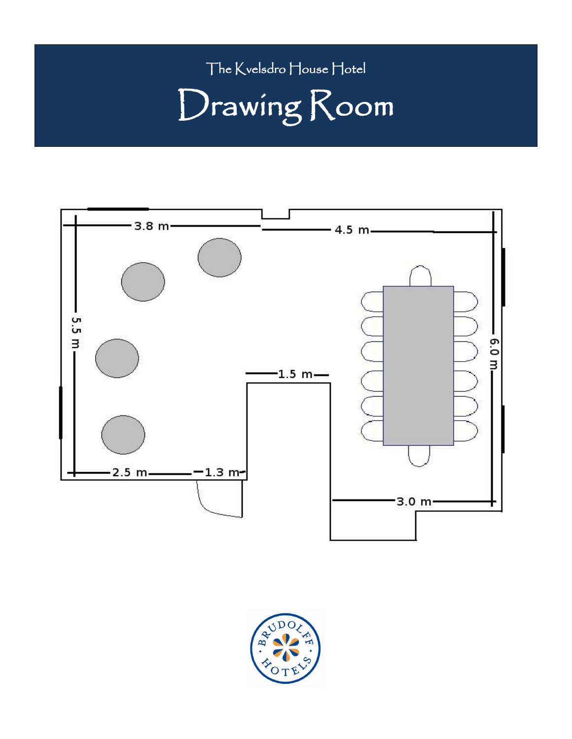The Kvelsdro House Hotel

# Drawing Room

3.8 m

4.5 m

5.5 m

6.0 m

1.5 m

2.5 m

1.3 m

3.0 m

BRUDOLFF HOTELS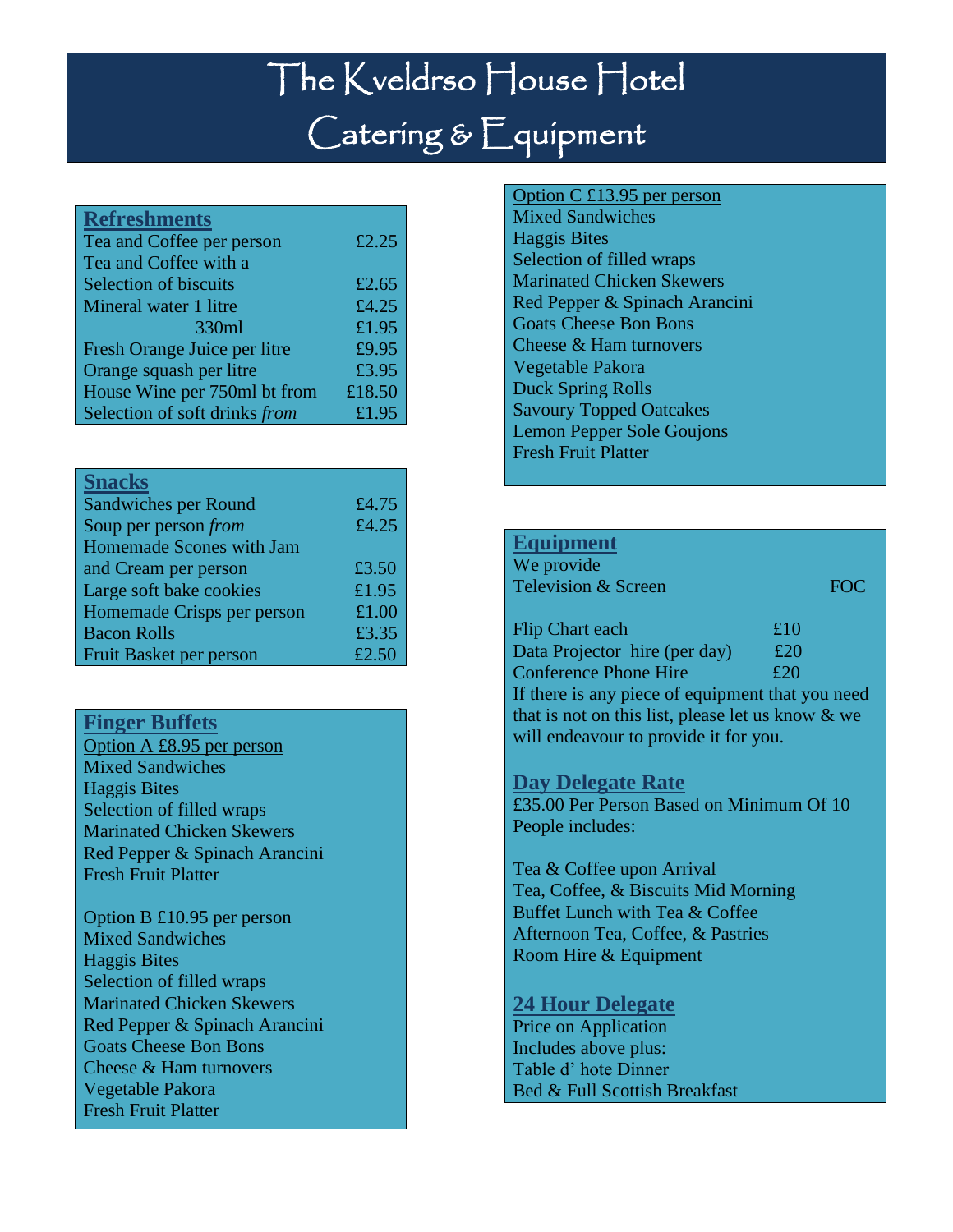# The Kveldrso House Hotel
# Catering & Equipment

## Refreshments

| | |
|---|---|
| Tea and Coffee per person | £2.25 |
| Tea and Coffee with a Selection of biscuits | £2.65 |
| Mineral water 1 litre | £4.25 |
| 330ml | £1.95 |
| Fresh Orange Juice per litre | £9.95 |
| Orange squash per litre | £3.95 |
| House Wine per 750ml bt from | £18.50 |
| Selection of soft drinks *from* | £1.95 |

## Snacks

| | |
|---|---|
| Sandwiches per Round | £4.75 |
| Soup per person *from* | £4.25 |
| Homemade Scones with Jam and Cream per person | £3.50 |
| Large soft bake cookies | £1.95 |
| Homemade Crisps per person | £1.00 |
| Bacon Rolls | £3.35 |
| Fruit Basket per person | £2.50 |

## Finger Buffets

Option A £8.95 per person

- Mixed Sandwiches
- Haggis Bites
- Selection of filled wraps
- Marinated Chicken Skewers
- Red Pepper & Spinach Arancini
- Fresh Fruit Platter

Option B £10.95 per person

- Mixed Sandwiches
- Haggis Bites
- Selection of filled wraps
- Marinated Chicken Skewers
- Red Pepper & Spinach Arancini
- Goats Cheese Bon Bons
- Cheese & Ham turnovers
- Vegetable Pakora
- Fresh Fruit Platter

Option C £13.95 per person

- Mixed Sandwiches
- Haggis Bites
- Selection of filled wraps
- Marinated Chicken Skewers
- Red Pepper & Spinach Arancini
- Goats Cheese Bon Bons
- Cheese & Ham turnovers
- Vegetable Pakora
- Duck Spring Rolls
- Savoury Topped Oatcakes
- Lemon Pepper Sole Goujons
- Fresh Fruit Platter

## Equipment

We provide

| | |
|---|---|
| Television & Screen | FOC |
| Flip Chart each | £10 |
| Data Projector hire (per day) | £20 |
| Conference Phone Hire | £20 |

If there is any piece of equipment that you need that is not on this list, please let us know & we will endeavour to provide it for you.

## Day Delegate Rate

£35.00 Per Person Based on Minimum Of 10 People includes:

- Tea & Coffee upon Arrival
- Tea, Coffee, & Biscuits Mid Morning
- Buffet Lunch with Tea & Coffee
- Afternoon Tea, Coffee, & Pastries
- Room Hire & Equipment

## 24 Hour Delegate

Price on Application

Includes above plus:

- Table d' hote Dinner
- Bed & Full Scottish Breakfast